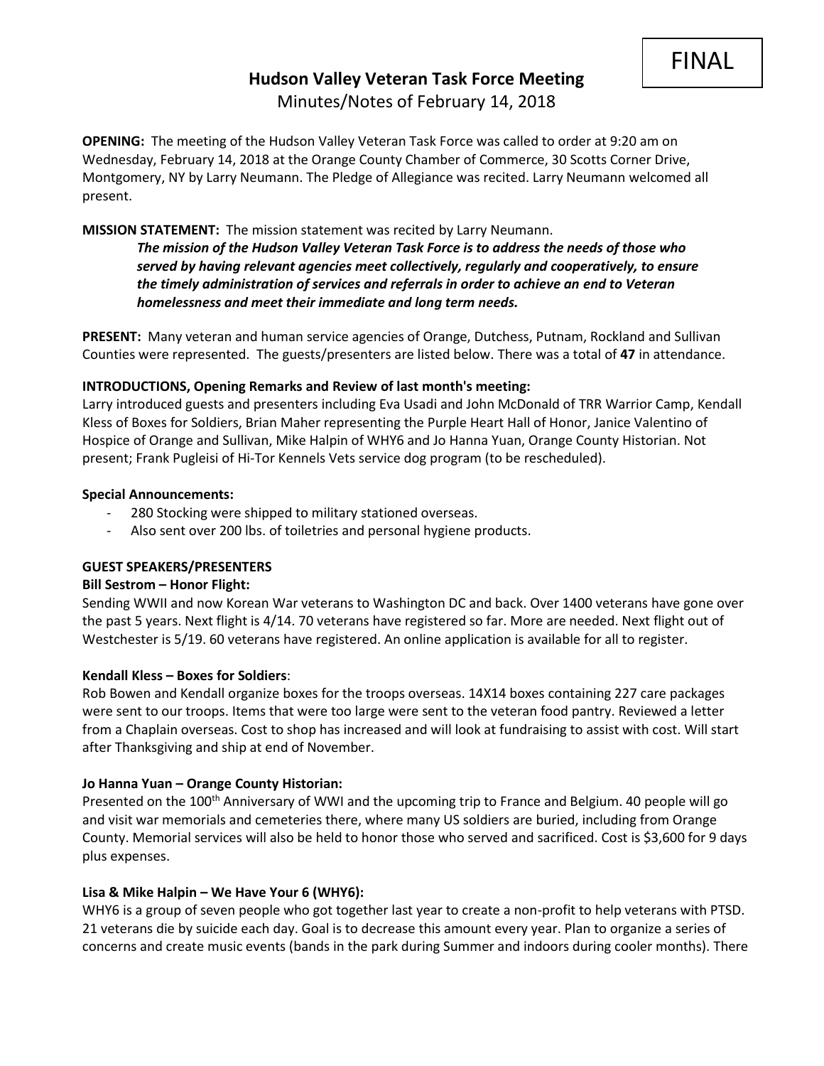FINAL

# Hudson Valley Veteran Task Force Meeting

Minutes/Notes of February 14, 2018

**OPENING:** The meeting of the Hudson Valley Veteran Task Force was called to order at 9:20 am on Wednesday, February 14, 2018 at the Orange County Chamber of Commerce, 30 Scotts Corner Drive, Montgomery, NY by Larry Neumann. The Pledge of Allegiance was recited. Larry Neumann welcomed all present.

**MISSION STATEMENT:** The mission statement was recited by Larry Neumann.

> ***The mission of the Hudson Valley Veteran Task Force is to address the needs of those who served by having relevant agencies meet collectively, regularly and cooperatively, to ensure the timely administration of services and referrals in order to achieve an end to Veteran homelessness and meet their immediate and long term needs.***

**PRESENT:** Many veteran and human service agencies of Orange, Dutchess, Putnam, Rockland and Sullivan Counties were represented. The guests/presenters are listed below. There was a total of **47** in attendance.

**INTRODUCTIONS, Opening Remarks and Review of last month's meeting:**

Larry introduced guests and presenters including Eva Usadi and John McDonald of TRR Warrior Camp, Kendall Kless of Boxes for Soldiers, Brian Maher representing the Purple Heart Hall of Honor, Janice Valentino of Hospice of Orange and Sullivan, Mike Halpin of WHY6 and Jo Hanna Yuan, Orange County Historian. Not present; Frank Pugleisi of Hi-Tor Kennels Vets service dog program (to be rescheduled).

**Special Announcements:**

- 280 Stocking were shipped to military stationed overseas.
- Also sent over 200 lbs. of toiletries and personal hygiene products.

**GUEST SPEAKERS/PRESENTERS**

**Bill Sestrom – Honor Flight:**

Sending WWII and now Korean War veterans to Washington DC and back. Over 1400 veterans have gone over the past 5 years. Next flight is 4/14. 70 veterans have registered so far. More are needed. Next flight out of Westchester is 5/19. 60 veterans have registered. An online application is available for all to register.

**Kendall Kless – Boxes for Soldiers**:

Rob Bowen and Kendall organize boxes for the troops overseas. 14X14 boxes containing 227 care packages were sent to our troops. Items that were too large were sent to the veteran food pantry. Reviewed a letter from a Chaplain overseas. Cost to shop has increased and will look at fundraising to assist with cost. Will start after Thanksgiving and ship at end of November.

**Jo Hanna Yuan – Orange County Historian:**

Presented on the 100th Anniversary of WWI and the upcoming trip to France and Belgium. 40 people will go and visit war memorials and cemeteries there, where many US soldiers are buried, including from Orange County. Memorial services will also be held to honor those who served and sacrificed. Cost is $3,600 for 9 days plus expenses.

**Lisa & Mike Halpin – We Have Your 6 (WHY6):**

WHY6 is a group of seven people who got together last year to create a non-profit to help veterans with PTSD. 21 veterans die by suicide each day. Goal is to decrease this amount every year. Plan to organize a series of concerns and create music events (bands in the park during Summer and indoors during cooler months). There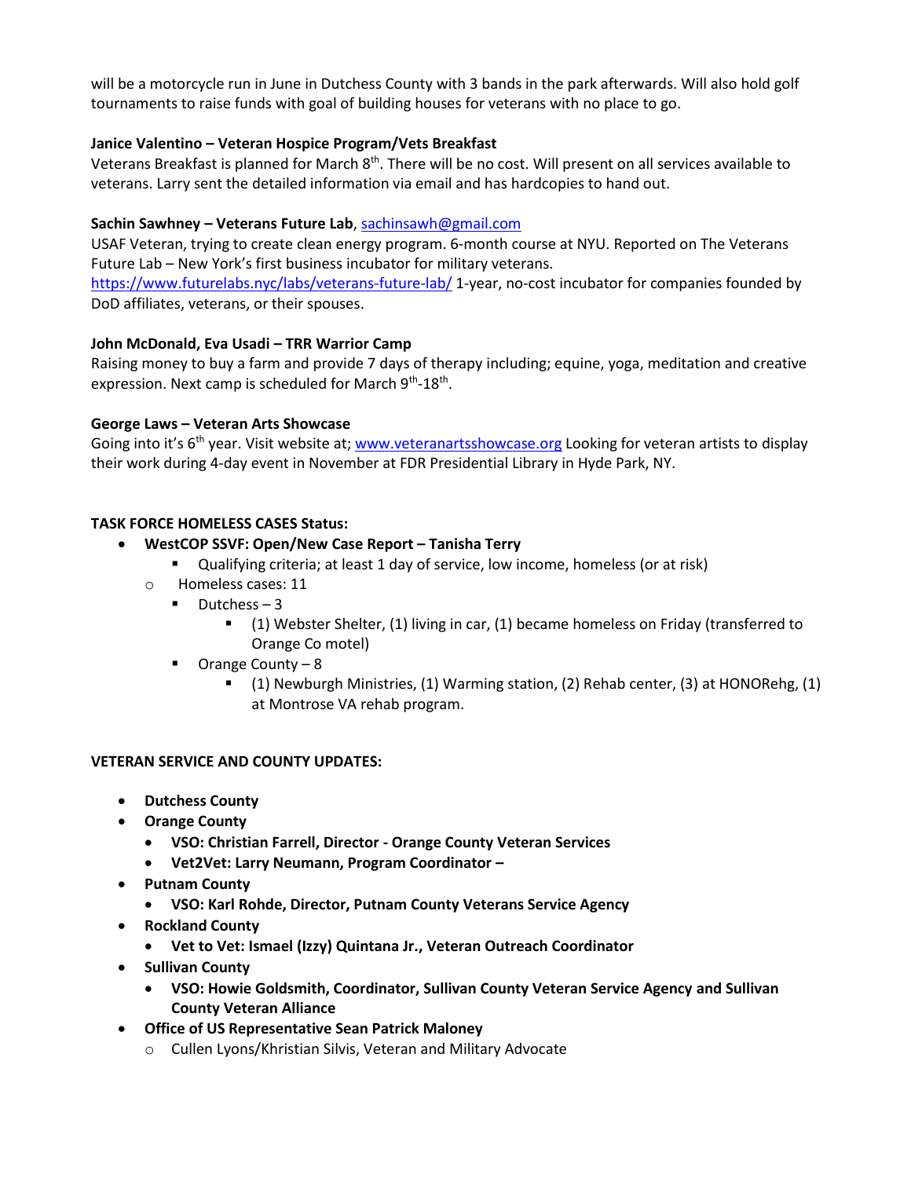will be a motorcycle run in June in Dutchess County with 3 bands in the park afterwards. Will also hold golf tournaments to raise funds with goal of building houses for veterans with no place to go.

**Janice Valentino – Veteran Hospice Program/Vets Breakfast**
Veterans Breakfast is planned for March 8th. There will be no cost. Will present on all services available to veterans. Larry sent the detailed information via email and has hardcopies to hand out.

**Sachin Sawhney – Veterans Future Lab**, sachinsawh@gmail.com
USAF Veteran, trying to create clean energy program. 6-month course at NYU. Reported on The Veterans Future Lab – New York's first business incubator for military veterans.
https://www.futurelabs.nyc/labs/veterans-future-lab/ 1-year, no-cost incubator for companies founded by DoD affiliates, veterans, or their spouses.

**John McDonald, Eva Usadi – TRR Warrior Camp**
Raising money to buy a farm and provide 7 days of therapy including; equine, yoga, meditation and creative expression. Next camp is scheduled for March 9th-18th.

**George Laws – Veteran Arts Showcase**
Going into it's 6th year. Visit website at; www.veteranartsshowcase.org Looking for veteran artists to display their work during 4-day event in November at FDR Presidential Library in Hyde Park, NY.

**TASK FORCE HOMELESS CASES Status:**

- **WestCOP SSVF: Open/New Case Report – Tanisha Terry**
  - Qualifying criteria; at least 1 day of service, low income, homeless (or at risk)
  - Homeless cases: 11
    - Dutchess – 3
      - (1) Webster Shelter, (1) living in car, (1) became homeless on Friday (transferred to Orange Co motel)
    - Orange County – 8
      - (1) Newburgh Ministries, (1) Warming station, (2) Rehab center, (3) at HONORehg, (1) at Montrose VA rehab program.

**VETERAN SERVICE AND COUNTY UPDATES:**

- **Dutchess County**
- **Orange County**
  - **VSO: Christian Farrell, Director - Orange County Veteran Services**
  - **Vet2Vet: Larry Neumann, Program Coordinator –**
- **Putnam County**
  - **VSO: Karl Rohde, Director, Putnam County Veterans Service Agency**
- **Rockland County**
  - **Vet to Vet: Ismael (Izzy) Quintana Jr., Veteran Outreach Coordinator**
- **Sullivan County**
  - **VSO: Howie Goldsmith, Coordinator, Sullivan County Veteran Service Agency and Sullivan County Veteran Alliance**
- **Office of US Representative Sean Patrick Maloney**
  - Cullen Lyons/Khristian Silvis, Veteran and Military Advocate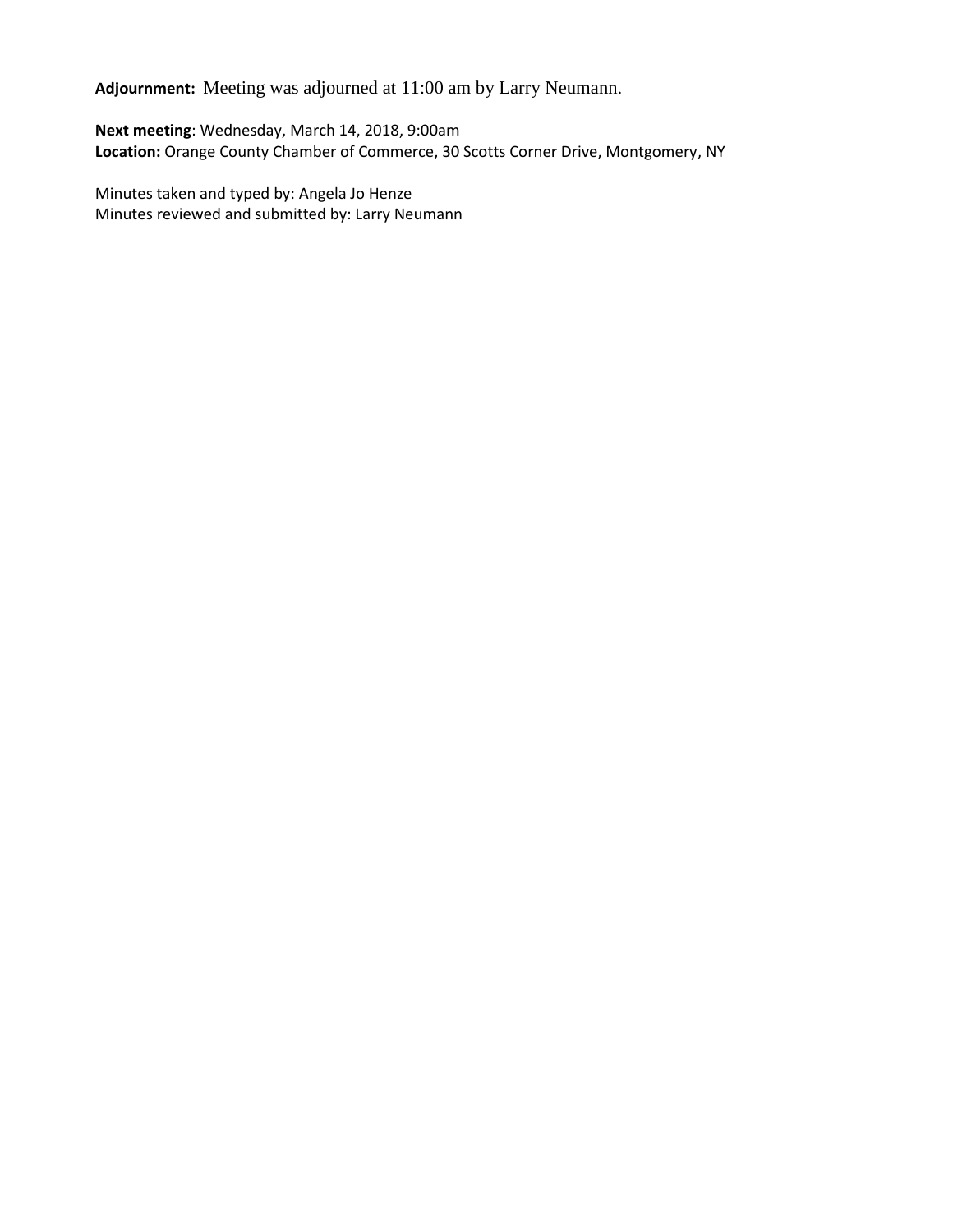**Adjournment:** Meeting was adjourned at 11:00 am by Larry Neumann.

**Next meeting**: Wednesday, March 14, 2018, 9:00am
**Location:** Orange County Chamber of Commerce, 30 Scotts Corner Drive, Montgomery, NY

Minutes taken and typed by: Angela Jo Henze
Minutes reviewed and submitted by: Larry Neumann